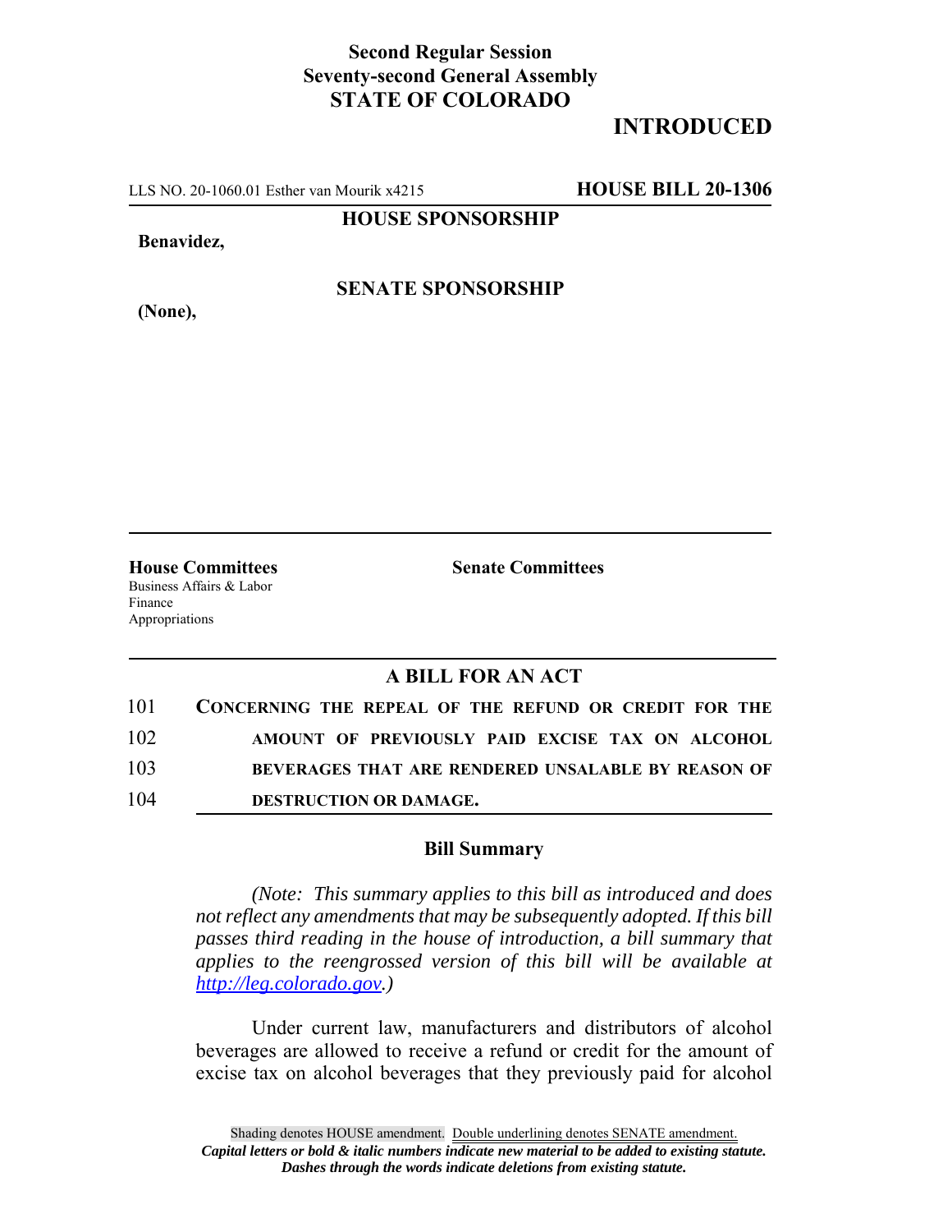**Second Regular Session**
**Seventy-second General Assembly**
**STATE OF COLORADO**

# INTRODUCED

LLS NO. 20-1060.01 Esther van Mourik x4215 **HOUSE BILL 20-1306**

**HOUSE SPONSORSHIP**

**Benavidez,**

**SENATE SPONSORSHIP**

**(None),**

**House Committees**
Business Affairs & Labor
Finance
Appropriations

**Senate Committees**

## A BILL FOR AN ACT

101 **CONCERNING THE REPEAL OF THE REFUND OR CREDIT FOR THE**
102 **AMOUNT OF PREVIOUSLY PAID EXCISE TAX ON ALCOHOL**
103 **BEVERAGES THAT ARE RENDERED UNSALABLE BY REASON OF**
104 **DESTRUCTION OR DAMAGE.**

### Bill Summary

*(Note: This summary applies to this bill as introduced and does not reflect any amendments that may be subsequently adopted. If this bill passes third reading in the house of introduction, a bill summary that applies to the reengrossed version of this bill will be available at http://leg.colorado.gov.)*

Under current law, manufacturers and distributors of alcohol beverages are allowed to receive a refund or credit for the amount of excise tax on alcohol beverages that they previously paid for alcohol

Shading denotes HOUSE amendment. Double underlining denotes SENATE amendment.
*Capital letters or bold & italic numbers indicate new material to be added to existing statute.*
*Dashes through the words indicate deletions from existing statute.*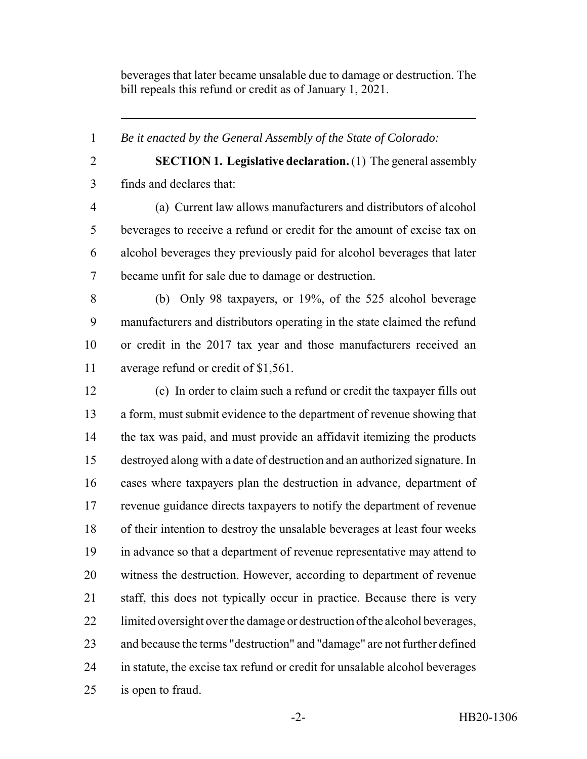beverages that later became unsalable due to damage or destruction. The bill repeals this refund or credit as of January 1, 2021.

---

*Be it enacted by the General Assembly of the State of Colorado:*

**SECTION 1. Legislative declaration.** (1) The general assembly finds and declares that:

(a) Current law allows manufacturers and distributors of alcohol beverages to receive a refund or credit for the amount of excise tax on alcohol beverages they previously paid for alcohol beverages that later became unfit for sale due to damage or destruction.

(b) Only 98 taxpayers, or 19%, of the 525 alcohol beverage manufacturers and distributors operating in the state claimed the refund or credit in the 2017 tax year and those manufacturers received an average refund or credit of $1,561.

(c) In order to claim such a refund or credit the taxpayer fills out a form, must submit evidence to the department of revenue showing that the tax was paid, and must provide an affidavit itemizing the products destroyed along with a date of destruction and an authorized signature. In cases where taxpayers plan the destruction in advance, department of revenue guidance directs taxpayers to notify the department of revenue of their intention to destroy the unsalable beverages at least four weeks in advance so that a department of revenue representative may attend to witness the destruction. However, according to department of revenue staff, this does not typically occur in practice. Because there is very limited oversight over the damage or destruction of the alcohol beverages, and because the terms "destruction" and "damage" are not further defined in statute, the excise tax refund or credit for unsalable alcohol beverages is open to fraud.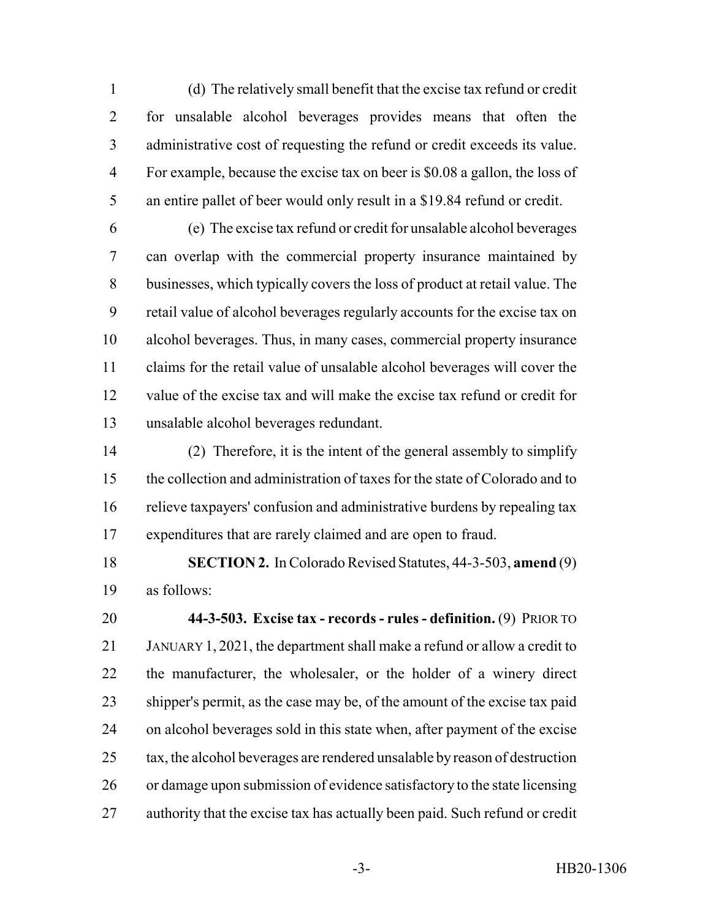(d) The relatively small benefit that the excise tax refund or credit for unsalable alcohol beverages provides means that often the administrative cost of requesting the refund or credit exceeds its value. For example, because the excise tax on beer is $0.08 a gallon, the loss of an entire pallet of beer would only result in a $19.84 refund or credit.

(e) The excise tax refund or credit for unsalable alcohol beverages can overlap with the commercial property insurance maintained by businesses, which typically covers the loss of product at retail value. The retail value of alcohol beverages regularly accounts for the excise tax on alcohol beverages. Thus, in many cases, commercial property insurance claims for the retail value of unsalable alcohol beverages will cover the value of the excise tax and will make the excise tax refund or credit for unsalable alcohol beverages redundant.

(2) Therefore, it is the intent of the general assembly to simplify the collection and administration of taxes for the state of Colorado and to relieve taxpayers' confusion and administrative burdens by repealing tax expenditures that are rarely claimed and are open to fraud.

**SECTION 2.** In Colorado Revised Statutes, 44-3-503, **amend** (9) as follows:

**44-3-503. Excise tax - records - rules - definition.** (9) PRIOR TO JANUARY 1, 2021, the department shall make a refund or allow a credit to the manufacturer, the wholesaler, or the holder of a winery direct shipper's permit, as the case may be, of the amount of the excise tax paid on alcohol beverages sold in this state when, after payment of the excise tax, the alcohol beverages are rendered unsalable by reason of destruction or damage upon submission of evidence satisfactory to the state licensing authority that the excise tax has actually been paid. Such refund or credit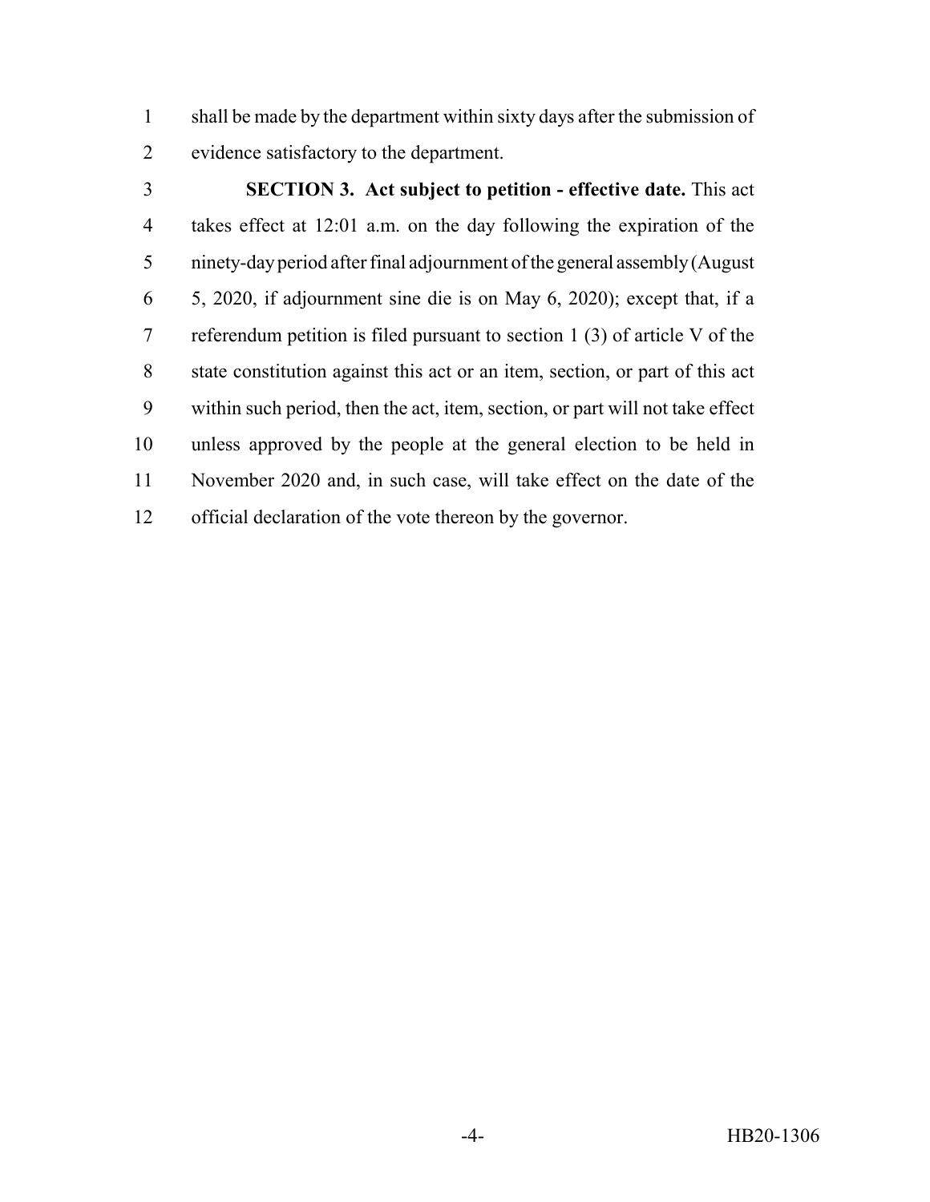shall be made by the department within sixty days after the submission of evidence satisfactory to the department.

**SECTION 3. Act subject to petition - effective date.** This act takes effect at 12:01 a.m. on the day following the expiration of the ninety-day period after final adjournment of the general assembly (August 5, 2020, if adjournment sine die is on May 6, 2020); except that, if a referendum petition is filed pursuant to section 1 (3) of article V of the state constitution against this act or an item, section, or part of this act within such period, then the act, item, section, or part will not take effect unless approved by the people at the general election to be held in November 2020 and, in such case, will take effect on the date of the official declaration of the vote thereon by the governor.